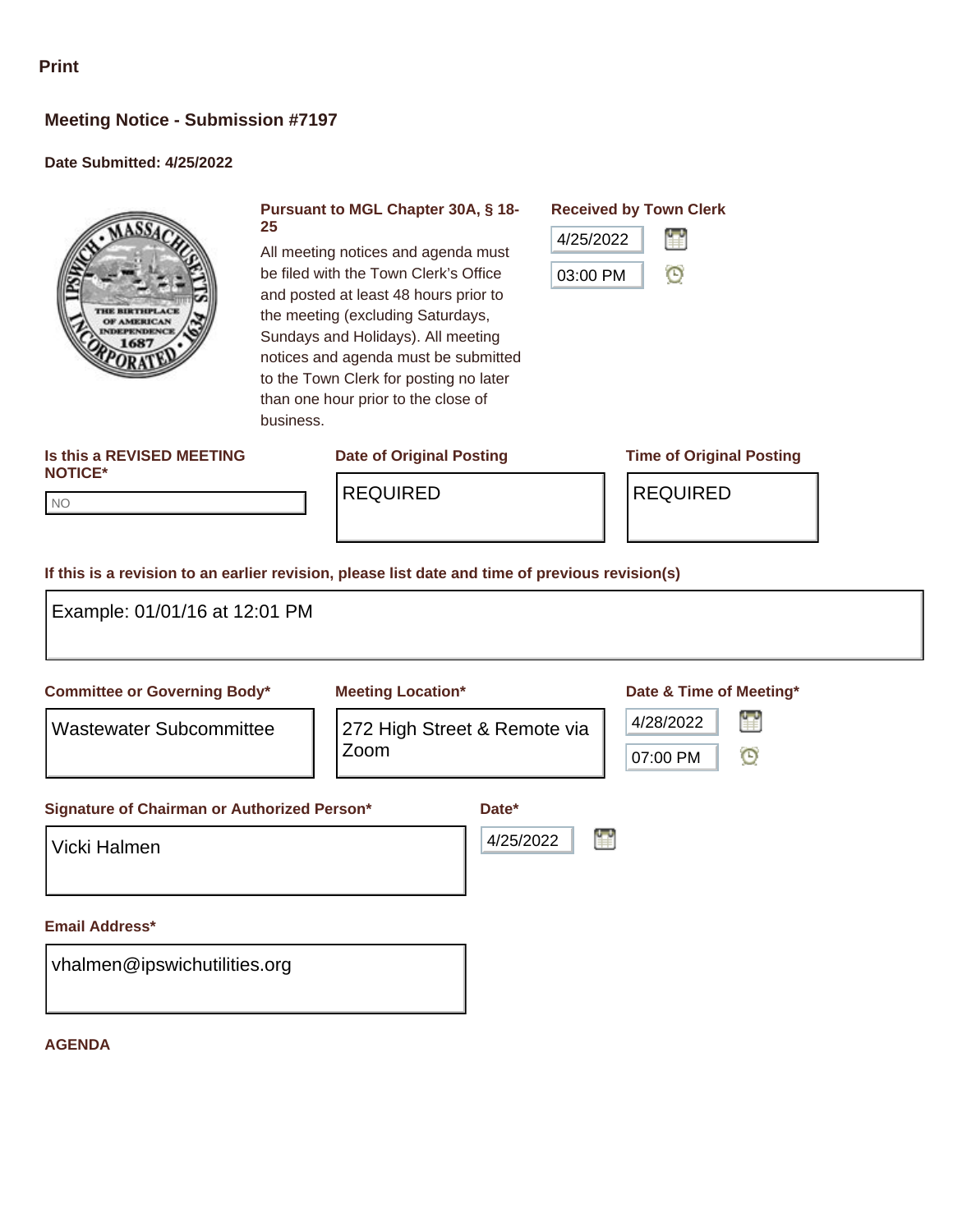Print

## Meeting Notice - Submission #7197

**Date Submitted: 4/25/2022**

**Pursuant to MGL Chapter 30A, § 18-25**

All meeting notices and agenda must be filed with the Town Clerk's Office and posted at least 48 hours prior to the meeting (excluding Saturdays, Sundays and Holidays). All meeting notices and agenda must be submitted to the Town Clerk for posting no later than one hour prior to the close of business.

**Received by Town Clerk**

4/25/2022

03:00 PM

**Is this a REVISED MEETING NOTICE\***

NO

**Date of Original Posting**

REQUIRED

**Time of Original Posting**

REQUIRED

**If this is a revision to an earlier revision, please list date and time of previous revision(s)**

Example: 01/01/16 at 12:01 PM

**Committee or Governing Body\***

Wastewater Subcommittee

**Meeting Location\***

272 High Street & Remote via Zoom

**Date & Time of Meeting\***

4/28/2022

07:00 PM

**Signature of Chairman or Authorized Person\***

Vicki Halmen

**Date\***

4/25/2022

**Email Address\***

vhalmen@ipswichutilities.org

**AGENDA**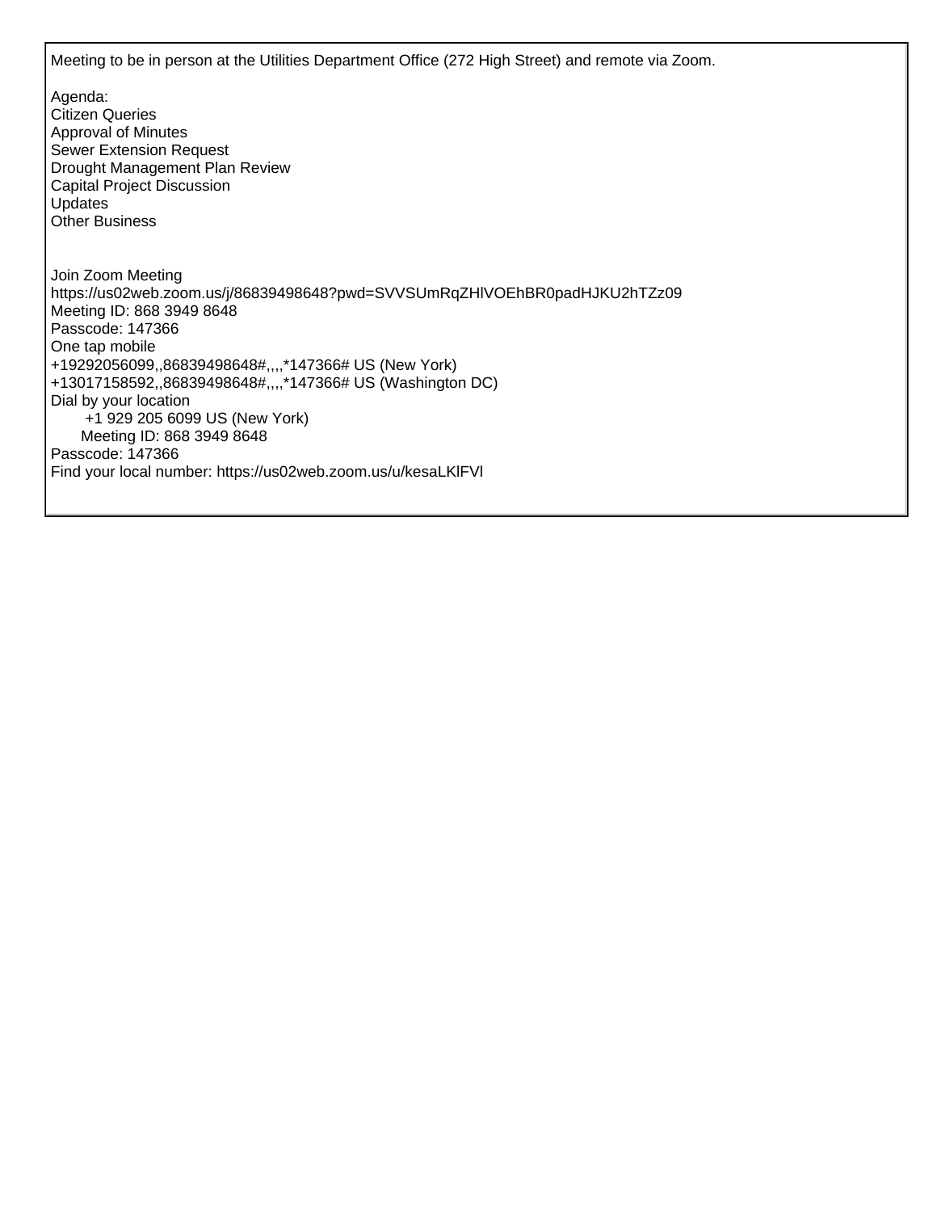Meeting to be in person at the Utilities Department Office (272 High Street) and remote via Zoom.

Agenda:
Citizen Queries
Approval of Minutes
Sewer Extension Request
Drought Management Plan Review
Capital Project Discussion
Updates
Other Business

Join Zoom Meeting
https://us02web.zoom.us/j/86839498648?pwd=SVVSUmRqZHlVOEhBR0padHJKU2hTZz09
Meeting ID: 868 3949 8648
Passcode: 147366
One tap mobile
+19292056099,,86839498648#,,,,*147366# US (New York)
+13017158592,,86839498648#,,,,*147366# US (Washington DC)
Dial by your location
+1 929 205 6099 US (New York)
Meeting ID: 868 3949 8648
Passcode: 147366
Find your local number: https://us02web.zoom.us/u/kesaLKlFVl